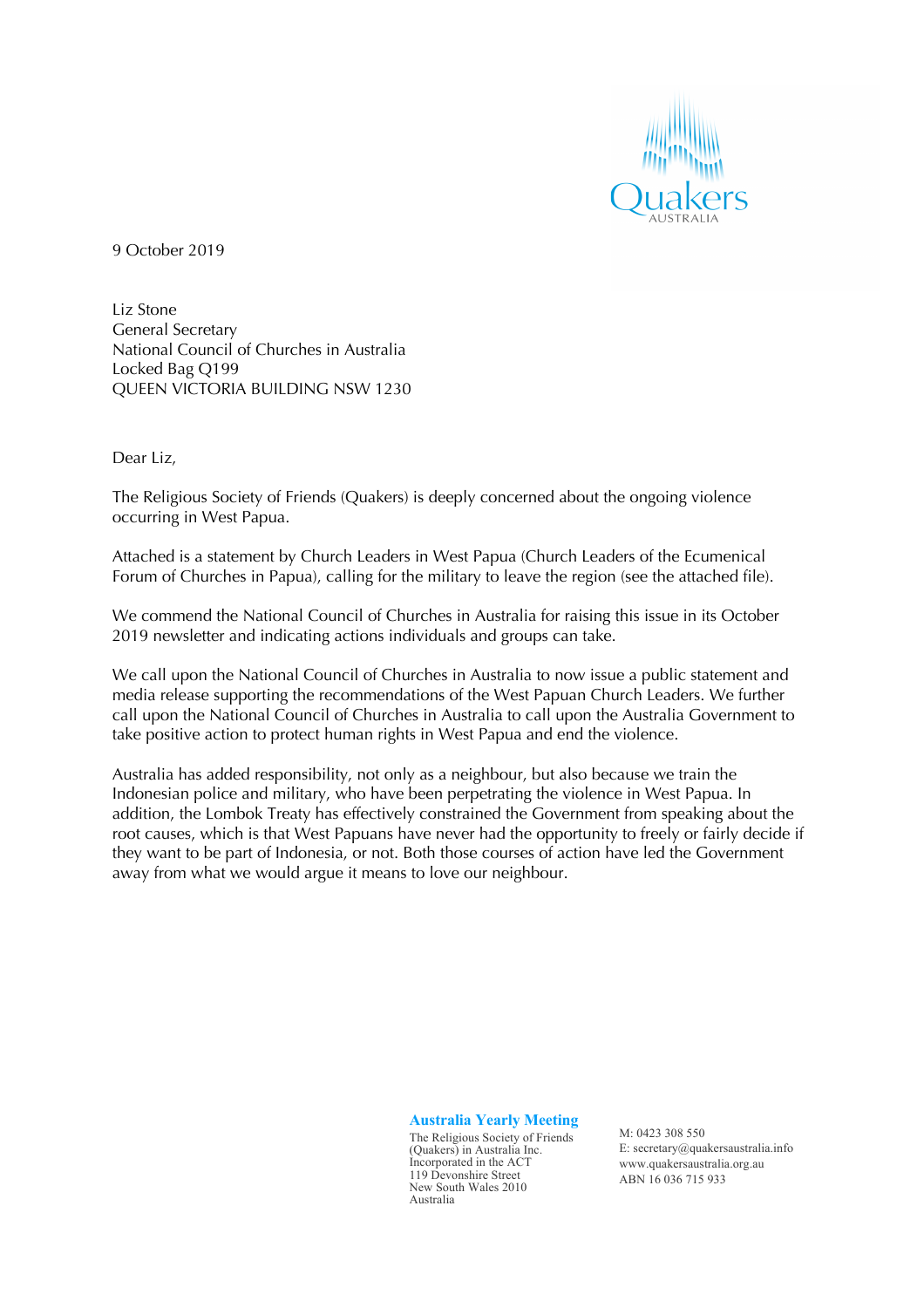9 October 2019

Liz Stone  
General Secretary  
National Council of Churches in Australia  
Locked Bag Q199  
QUEEN VICTORIA BUILDING NSW 1230

Dear Liz,

The Religious Society of Friends (Quakers) is deeply concerned about the ongoing violence occurring in West Papua.

Attached is a statement by Church Leaders in West Papua (Church Leaders of the Ecumenical Forum of Churches in Papua), calling for the military to leave the region (see the attached file).

We commend the National Council of Churches in Australia for raising this issue in its October 2019 newsletter and indicating actions individuals and groups can take.

We call upon the National Council of Churches in Australia to now issue a public statement and media release supporting the recommendations of the West Papuan Church Leaders. We further call upon the National Council of Churches in Australia to call upon the Australia Government to take positive action to protect human rights in West Papua and end the violence.

Australia has added responsibility, not only as a neighbour, but also because we train the Indonesian police and military, who have been perpetrating the violence in West Papua. In addition, the Lombok Treaty has effectively constrained the Government from speaking about the root causes, which is that West Papuans have never had the opportunity to freely or fairly decide if they want to be part of Indonesia, or not. Both those courses of action have led the Government away from what we would argue it means to love our neighbour.

**Australia Yearly Meeting**  
The Religious Society of Friends (Quakers) in Australia Inc.  
Incorporated in the ACT  
119 Devonshire Street  
New South Wales 2010  
Australia

M: 0423 308 550  
E: secretary@quakersaustralia.info  
www.quakersaustralia.org.au  
ABN 16 036 715 933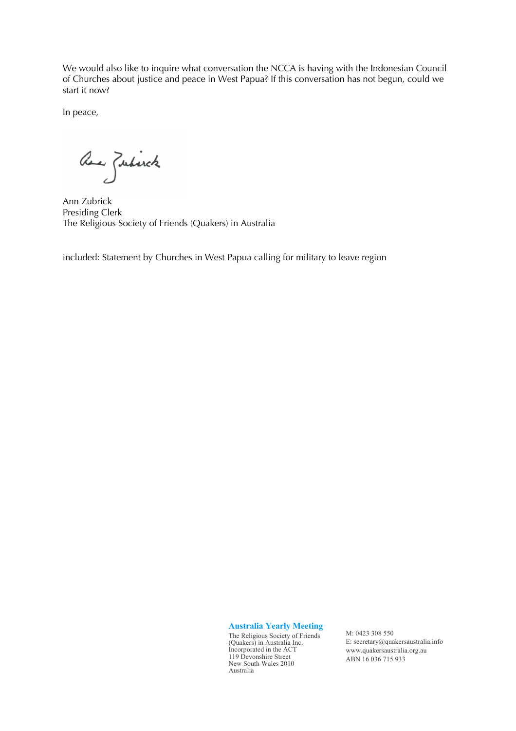We would also like to inquire what conversation the NCCA is having with the Indonesian Council of Churches about justice and peace in West Papua? If this conversation has not begun, could we start it now?

In peace,

Ann Zubrick
Presiding Clerk
The Religious Society of Friends (Quakers) in Australia

included: Statement by Churches in West Papua calling for military to leave region

**Australia Yearly Meeting**
The Religious Society of Friends (Quakers) in Australia Inc.
Incorporated in the ACT
119 Devonshire Street
New South Wales 2010
Australia

M: 0423 308 550
E: secretary@quakersaustralia.info
www.quakersaustralia.org.au
ABN 16 036 715 933